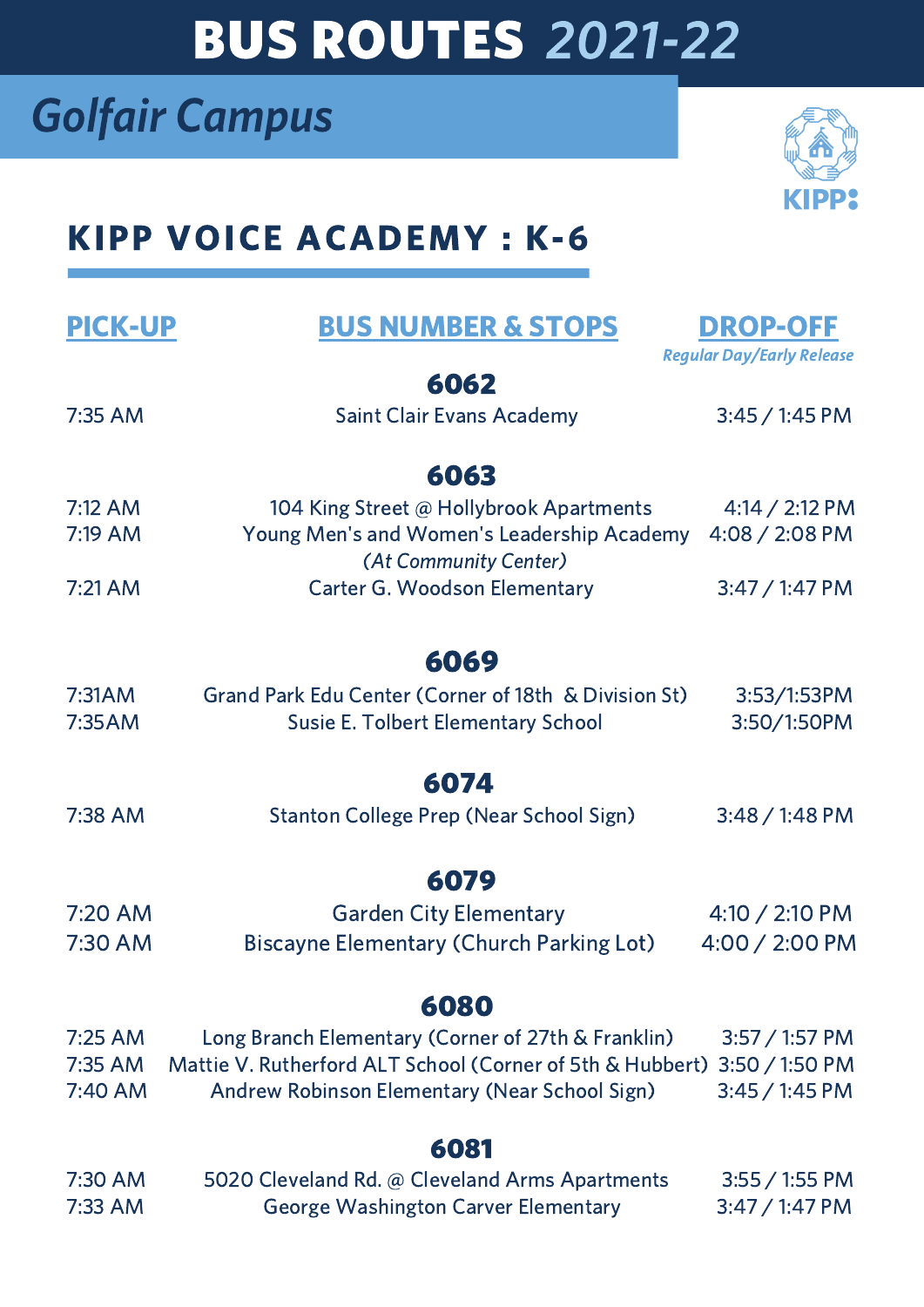# BUS ROUTES *2021-22*

## *Golfair Campus*

KIPP

## KIPP VOICE ACADEMY : K-6

| PICK-UP | BUS NUMBER & STOPS | DROP-OFF *Regular Day/Early Release* |
|---|---|---|
| | **6062** | |
| 7:35 AM | Saint Clair Evans Academy | 3:45 / 1:45 PM |
| | **6063** | |
| 7:12 AM | 104 King Street @ Hollybrook Apartments | 4:14 / 2:12 PM |
| 7:19 AM | Young Men's and Women's Leadership Academy *(At Community Center)* | 4:08 / 2:08 PM |
| 7:21 AM | Carter G. Woodson Elementary | 3:47 / 1:47 PM |
| | **6069** | |
| 7:31AM | Grand Park Edu Center (Corner of 18th & Division St) | 3:53/1:53PM |
| 7:35AM | Susie E. Tolbert Elementary School | 3:50/1:50PM |
| | **6074** | |
| 7:38 AM | Stanton College Prep (Near School Sign) | 3:48 / 1:48 PM |
| | **6079** | |
| 7:20 AM | Garden City Elementary | 4:10 / 2:10 PM |
| 7:30 AM | Biscayne Elementary (Church Parking Lot) | 4:00 / 2:00 PM |
| | **6080** | |
| 7:25 AM | Long Branch Elementary (Corner of 27th & Franklin) | 3:57 / 1:57 PM |
| 7:35 AM | Mattie V. Rutherford ALT School (Corner of 5th & Hubbert) | 3:50 / 1:50 PM |
| 7:40 AM | Andrew Robinson Elementary (Near School Sign) | 3:45 / 1:45 PM |
| | **6081** | |
| 7:30 AM | 5020 Cleveland Rd. @ Cleveland Arms Apartments | 3:55 / 1:55 PM |
| 7:33 AM | George Washington Carver Elementary | 3:47 / 1:47 PM |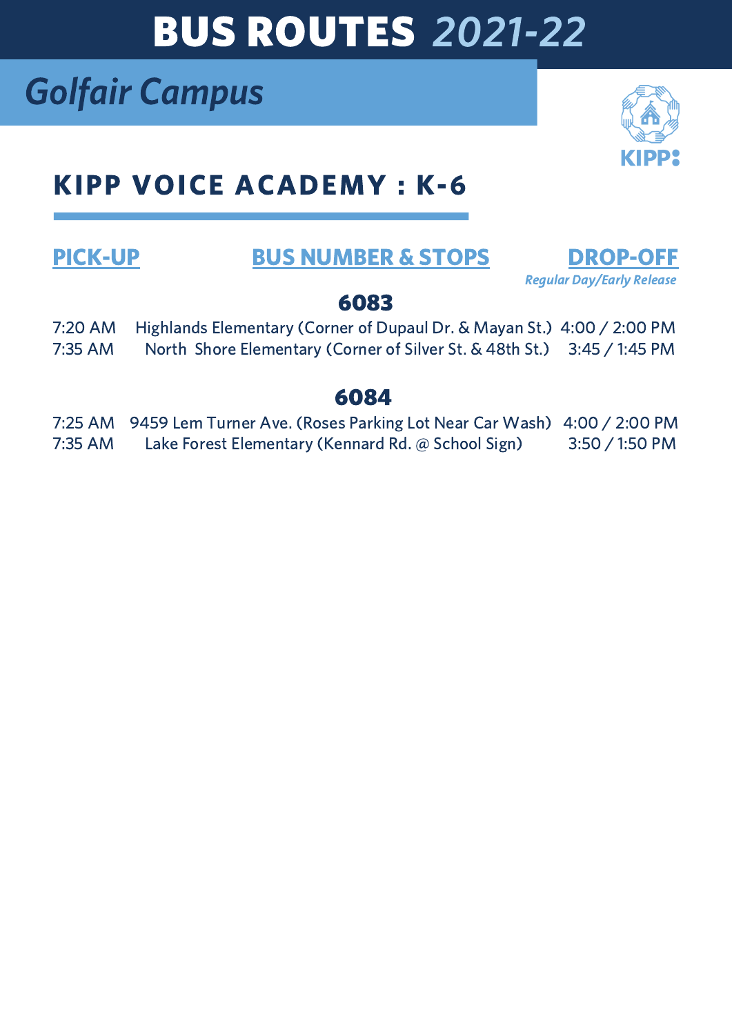# BUS ROUTES *2021-22*

## *Golfair Campus*

KIPP

## KIPP VOICE ACADEMY : K-6

| PICK-UP | BUS NUMBER & STOPS | DROP-OFF *Regular Day/Early Release* |
|---|---|---|
| | **6083** | |
| 7:20 AM | Highlands Elementary (Corner of Dupaul Dr. & Mayan St.) | 4:00 / 2:00 PM |
| 7:35 AM | North Shore Elementary (Corner of Silver St. & 48th St.) | 3:45 / 1:45 PM |
| | **6084** | |
| 7:25 AM | 9459 Lem Turner Ave. (Roses Parking Lot Near Car Wash) | 4:00 / 2:00 PM |
| 7:35 AM | Lake Forest Elementary (Kennard Rd. @ School Sign) | 3:50 / 1:50 PM |